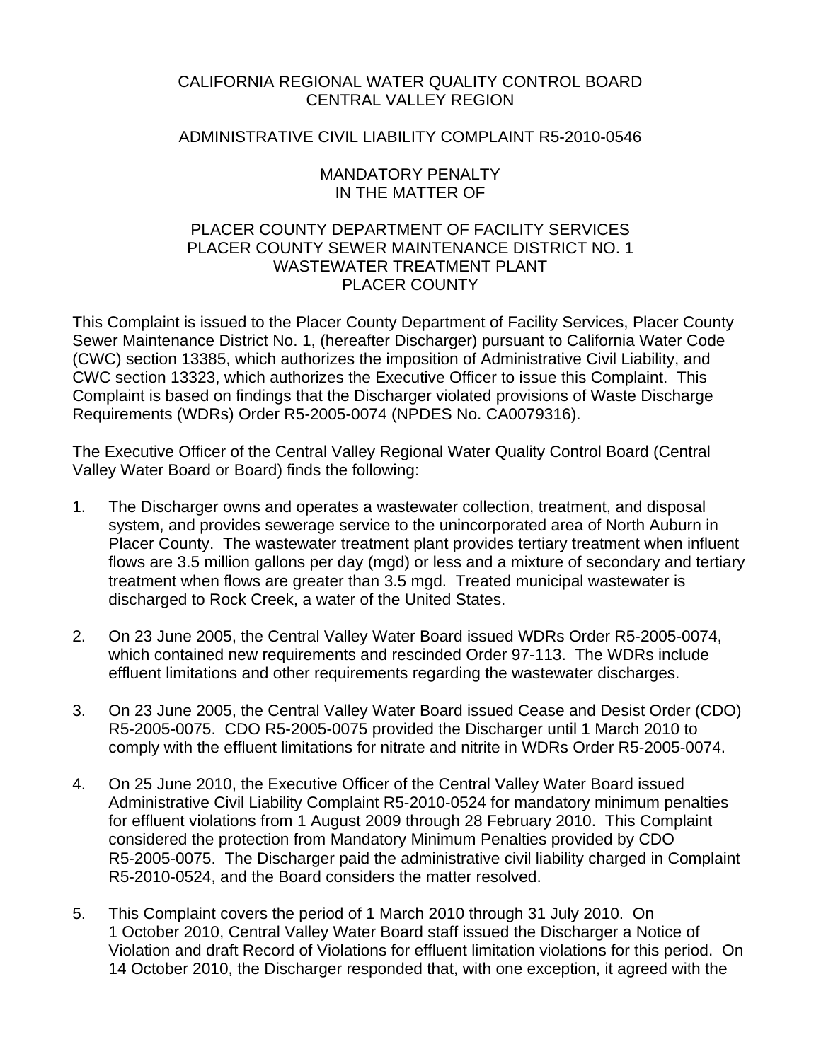CALIFORNIA REGIONAL WATER QUALITY CONTROL BOARD
CENTRAL VALLEY REGION

ADMINISTRATIVE CIVIL LIABILITY COMPLAINT R5-2010-0546

MANDATORY PENALTY
IN THE MATTER OF

PLACER COUNTY DEPARTMENT OF FACILITY SERVICES
PLACER COUNTY SEWER MAINTENANCE DISTRICT NO. 1
WASTEWATER TREATMENT PLANT
PLACER COUNTY

This Complaint is issued to the Placer County Department of Facility Services, Placer County Sewer Maintenance District No. 1, (hereafter Discharger) pursuant to California Water Code (CWC) section 13385, which authorizes the imposition of Administrative Civil Liability, and CWC section 13323, which authorizes the Executive Officer to issue this Complaint. This Complaint is based on findings that the Discharger violated provisions of Waste Discharge Requirements (WDRs) Order R5-2005-0074 (NPDES No. CA0079316).

The Executive Officer of the Central Valley Regional Water Quality Control Board (Central Valley Water Board or Board) finds the following:

1. The Discharger owns and operates a wastewater collection, treatment, and disposal system, and provides sewerage service to the unincorporated area of North Auburn in Placer County. The wastewater treatment plant provides tertiary treatment when influent flows are 3.5 million gallons per day (mgd) or less and a mixture of secondary and tertiary treatment when flows are greater than 3.5 mgd. Treated municipal wastewater is discharged to Rock Creek, a water of the United States.

2. On 23 June 2005, the Central Valley Water Board issued WDRs Order R5-2005-0074, which contained new requirements and rescinded Order 97-113. The WDRs include effluent limitations and other requirements regarding the wastewater discharges.

3. On 23 June 2005, the Central Valley Water Board issued Cease and Desist Order (CDO) R5-2005-0075. CDO R5-2005-0075 provided the Discharger until 1 March 2010 to comply with the effluent limitations for nitrate and nitrite in WDRs Order R5-2005-0074.

4. On 25 June 2010, the Executive Officer of the Central Valley Water Board issued Administrative Civil Liability Complaint R5-2010-0524 for mandatory minimum penalties for effluent violations from 1 August 2009 through 28 February 2010. This Complaint considered the protection from Mandatory Minimum Penalties provided by CDO R5-2005-0075. The Discharger paid the administrative civil liability charged in Complaint R5-2010-0524, and the Board considers the matter resolved.

5. This Complaint covers the period of 1 March 2010 through 31 July 2010. On 1 October 2010, Central Valley Water Board staff issued the Discharger a Notice of Violation and draft Record of Violations for effluent limitation violations for this period. On 14 October 2010, the Discharger responded that, with one exception, it agreed with the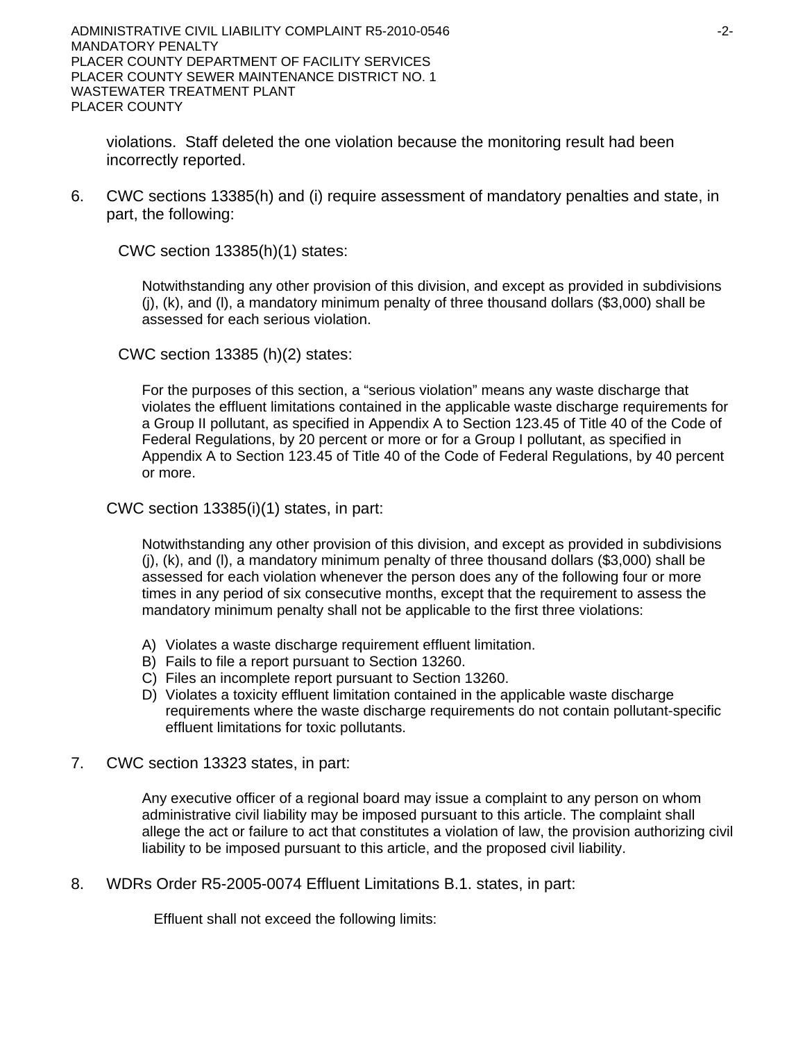violations. Staff deleted the one violation because the monitoring result had been incorrectly reported.

6. CWC sections 13385(h) and (i) require assessment of mandatory penalties and state, in part, the following:

   CWC section 13385(h)(1) states:

   > Notwithstanding any other provision of this division, and except as provided in subdivisions (j), (k), and (l), a mandatory minimum penalty of three thousand dollars ($3,000) shall be assessed for each serious violation.

   CWC section 13385 (h)(2) states:

   > For the purposes of this section, a "serious violation" means any waste discharge that violates the effluent limitations contained in the applicable waste discharge requirements for a Group II pollutant, as specified in Appendix A to Section 123.45 of Title 40 of the Code of Federal Regulations, by 20 percent or more or for a Group I pollutant, as specified in Appendix A to Section 123.45 of Title 40 of the Code of Federal Regulations, by 40 percent or more.

   CWC section 13385(i)(1) states, in part:

   > Notwithstanding any other provision of this division, and except as provided in subdivisions (j), (k), and (l), a mandatory minimum penalty of three thousand dollars ($3,000) shall be assessed for each violation whenever the person does any of the following four or more times in any period of six consecutive months, except that the requirement to assess the mandatory minimum penalty shall not be applicable to the first three violations:
   >
   > A) Violates a waste discharge requirement effluent limitation.
   > B) Fails to file a report pursuant to Section 13260.
   > C) Files an incomplete report pursuant to Section 13260.
   > D) Violates a toxicity effluent limitation contained in the applicable waste discharge requirements where the waste discharge requirements do not contain pollutant-specific effluent limitations for toxic pollutants.

7. CWC section 13323 states, in part:

   > Any executive officer of a regional board may issue a complaint to any person on whom administrative civil liability may be imposed pursuant to this article. The complaint shall allege the act or failure to act that constitutes a violation of law, the provision authorizing civil liability to be imposed pursuant to this article, and the proposed civil liability.

8. WDRs Order R5-2005-0074 Effluent Limitations B.1. states, in part:

   > Effluent shall not exceed the following limits: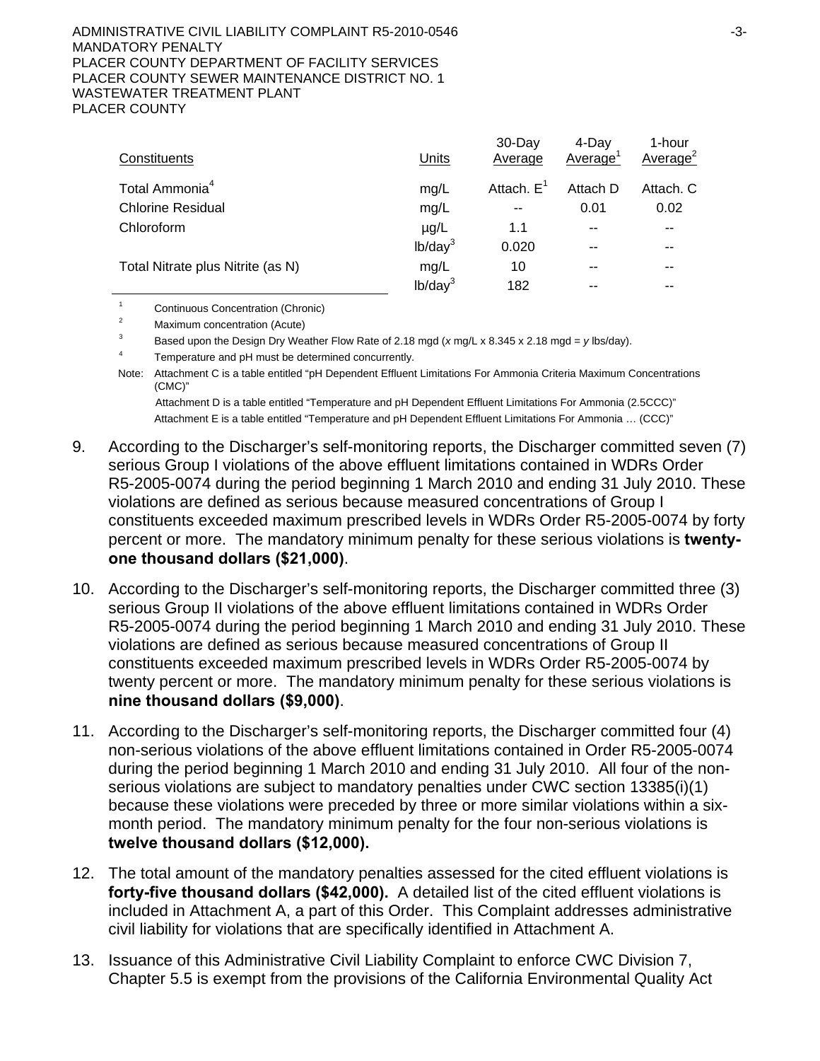| Constituents | Units | 30-Day Average | 4-Day Average[1] | 1-hour Average[2] |
|---|---|---|---|---|
| Total Ammonia[4] | mg/L | Attach. E[1] | Attach D | Attach. C |
| Chlorine Residual | mg/L | -- | 0.01 | 0.02 |
| Chloroform | µg/L | 1.1 | -- | -- |
| | lb/day[3] | 0.020 | -- | -- |
| Total Nitrate plus Nitrite (as N) | mg/L | 10 | -- | -- |
| | lb/day[3] | 182 | -- | -- |

[1] Continuous Concentration (Chronic)

[2] Maximum concentration (Acute)

[3] Based upon the Design Dry Weather Flow Rate of 2.18 mgd (*x* mg/L x 8.345 x 2.18 mgd = *y* lbs/day).

[4] Temperature and pH must be determined concurrently.

Note: Attachment C is a table entitled "pH Dependent Effluent Limitations For Ammonia Criteria Maximum Concentrations (CMC)"
Attachment D is a table entitled "Temperature and pH Dependent Effluent Limitations For Ammonia (2.5CCC)"
Attachment E is a table entitled "Temperature and pH Dependent Effluent Limitations For Ammonia … (CCC)"

9. According to the Discharger's self-monitoring reports, the Discharger committed seven (7) serious Group I violations of the above effluent limitations contained in WDRs Order R5-2005-0074 during the period beginning 1 March 2010 and ending 31 July 2010. These violations are defined as serious because measured concentrations of Group I constituents exceeded maximum prescribed levels in WDRs Order R5-2005-0074 by forty percent or more. The mandatory minimum penalty for these serious violations is **twenty-one thousand dollars ($21,000)**.

10. According to the Discharger's self-monitoring reports, the Discharger committed three (3) serious Group II violations of the above effluent limitations contained in WDRs Order R5-2005-0074 during the period beginning 1 March 2010 and ending 31 July 2010. These violations are defined as serious because measured concentrations of Group II constituents exceeded maximum prescribed levels in WDRs Order R5-2005-0074 by twenty percent or more. The mandatory minimum penalty for these serious violations is **nine thousand dollars ($9,000)**.

11. According to the Discharger's self-monitoring reports, the Discharger committed four (4) non-serious violations of the above effluent limitations contained in Order R5-2005-0074 during the period beginning 1 March 2010 and ending 31 July 2010. All four of the non-serious violations are subject to mandatory penalties under CWC section 13385(i)(1) because these violations were preceded by three or more similar violations within a six-month period. The mandatory minimum penalty for the four non-serious violations is **twelve thousand dollars ($12,000).**

12. The total amount of the mandatory penalties assessed for the cited effluent violations is **forty-five thousand dollars ($42,000).** A detailed list of the cited effluent violations is included in Attachment A, a part of this Order. This Complaint addresses administrative civil liability for violations that are specifically identified in Attachment A.

13. Issuance of this Administrative Civil Liability Complaint to enforce CWC Division 7, Chapter 5.5 is exempt from the provisions of the California Environmental Quality Act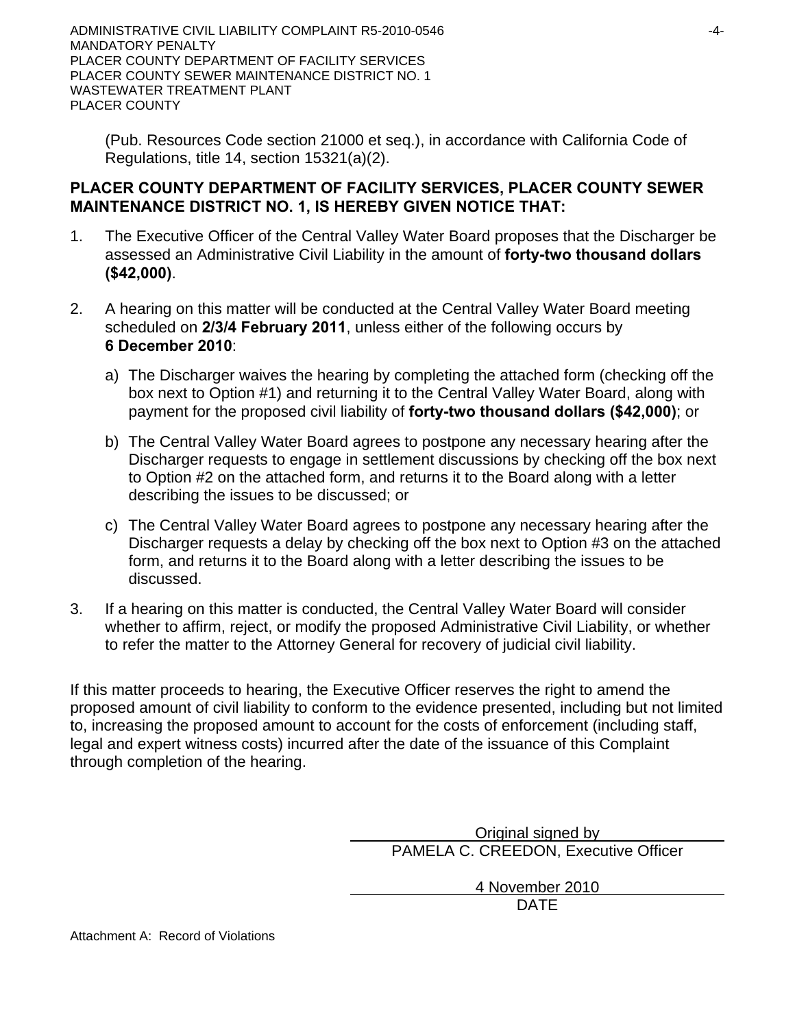(Pub. Resources Code section 21000 et seq.), in accordance with California Code of Regulations, title 14, section 15321(a)(2).

**PLACER COUNTY DEPARTMENT OF FACILITY SERVICES, PLACER COUNTY SEWER MAINTENANCE DISTRICT NO. 1, IS HEREBY GIVEN NOTICE THAT:**

1. The Executive Officer of the Central Valley Water Board proposes that the Discharger be assessed an Administrative Civil Liability in the amount of **forty-two thousand dollars ($42,000)**.

2. A hearing on this matter will be conducted at the Central Valley Water Board meeting scheduled on **2/3/4 February 2011**, unless either of the following occurs by **6 December 2010**:

   a) The Discharger waives the hearing by completing the attached form (checking off the box next to Option #1) and returning it to the Central Valley Water Board, along with payment for the proposed civil liability of **forty-two thousand dollars ($42,000)**; or

   b) The Central Valley Water Board agrees to postpone any necessary hearing after the Discharger requests to engage in settlement discussions by checking off the box next to Option #2 on the attached form, and returns it to the Board along with a letter describing the issues to be discussed; or

   c) The Central Valley Water Board agrees to postpone any necessary hearing after the Discharger requests a delay by checking off the box next to Option #3 on the attached form, and returns it to the Board along with a letter describing the issues to be discussed.

3. If a hearing on this matter is conducted, the Central Valley Water Board will consider whether to affirm, reject, or modify the proposed Administrative Civil Liability, or whether to refer the matter to the Attorney General for recovery of judicial civil liability.

If this matter proceeds to hearing, the Executive Officer reserves the right to amend the proposed amount of civil liability to conform to the evidence presented, including but not limited to, increasing the proposed amount to account for the costs of enforcement (including staff, legal and expert witness costs) incurred after the date of the issuance of this Complaint through completion of the hearing.

Original signed by
PAMELA C. CREEDON, Executive Officer

4 November 2010
DATE

Attachment A: Record of Violations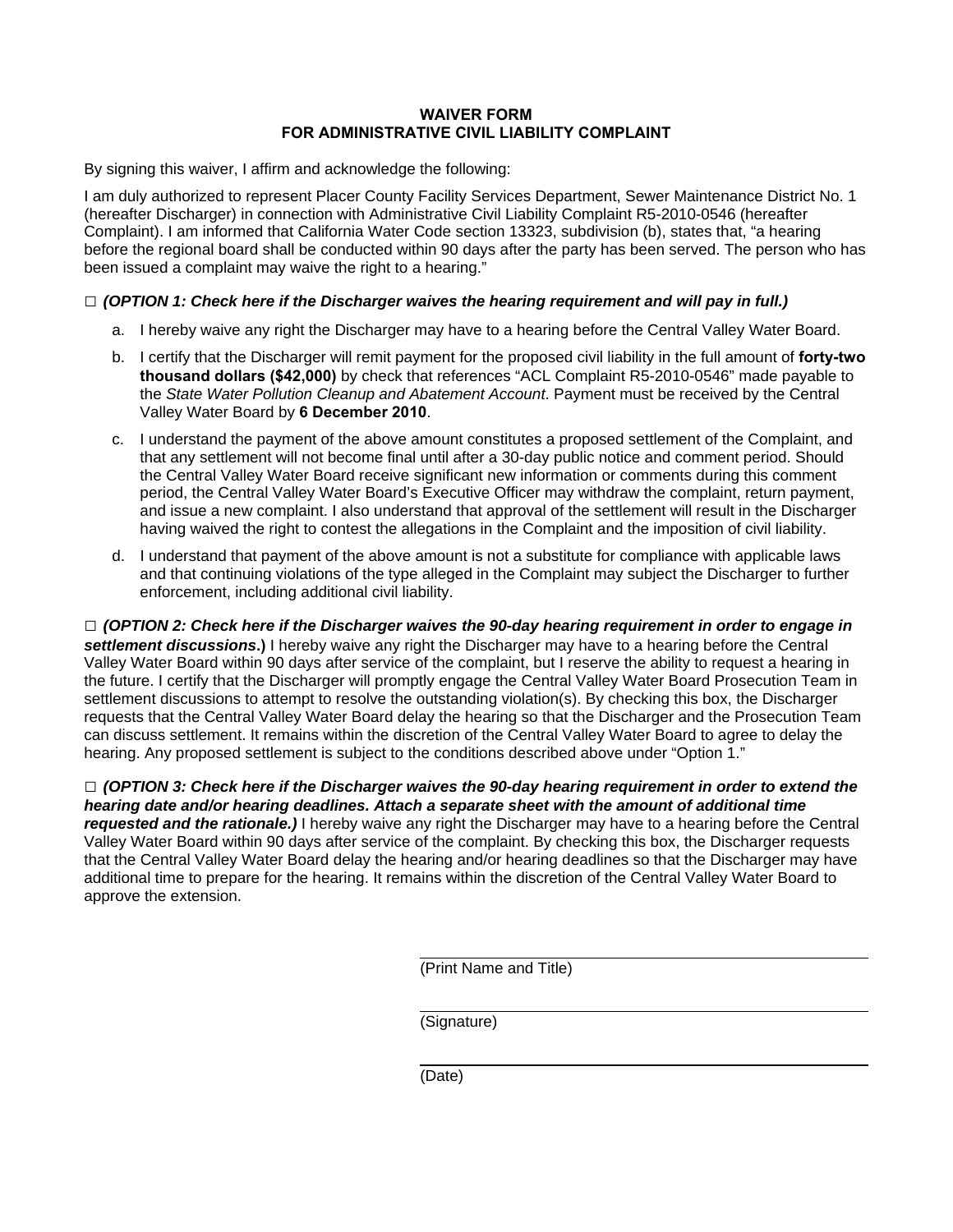**WAIVER FORM**
**FOR ADMINISTRATIVE CIVIL LIABILITY COMPLAINT**

By signing this waiver, I affirm and acknowledge the following:

I am duly authorized to represent Placer County Facility Services Department, Sewer Maintenance District No. 1 (hereafter Discharger) in connection with Administrative Civil Liability Complaint R5-2010-0546 (hereafter Complaint). I am informed that California Water Code section 13323, subdivision (b), states that, "a hearing before the regional board shall be conducted within 90 days after the party has been served. The person who has been issued a complaint may waive the right to a hearing."

□ ***(OPTION 1: Check here if the Discharger waives the hearing requirement and will pay in full.)***

a. I hereby waive any right the Discharger may have to a hearing before the Central Valley Water Board.

b. I certify that the Discharger will remit payment for the proposed civil liability in the full amount of **forty-two thousand dollars ($42,000)** by check that references "ACL Complaint R5-2010-0546" made payable to the *State Water Pollution Cleanup and Abatement Account*. Payment must be received by the Central Valley Water Board by **6 December 2010**.

c. I understand the payment of the above amount constitutes a proposed settlement of the Complaint, and that any settlement will not become final until after a 30-day public notice and comment period. Should the Central Valley Water Board receive significant new information or comments during this comment period, the Central Valley Water Board's Executive Officer may withdraw the complaint, return payment, and issue a new complaint. I also understand that approval of the settlement will result in the Discharger having waived the right to contest the allegations in the Complaint and the imposition of civil liability.

d. I understand that payment of the above amount is not a substitute for compliance with applicable laws and that continuing violations of the type alleged in the Complaint may subject the Discharger to further enforcement, including additional civil liability.

□ ***(OPTION 2: Check here if the Discharger waives the 90-day hearing requirement in order to engage in settlement discussions*.)** I hereby waive any right the Discharger may have to a hearing before the Central Valley Water Board within 90 days after service of the complaint, but I reserve the ability to request a hearing in the future. I certify that the Discharger will promptly engage the Central Valley Water Board Prosecution Team in settlement discussions to attempt to resolve the outstanding violation(s). By checking this box, the Discharger requests that the Central Valley Water Board delay the hearing so that the Discharger and the Prosecution Team can discuss settlement. It remains within the discretion of the Central Valley Water Board to agree to delay the hearing. Any proposed settlement is subject to the conditions described above under "Option 1."

□ ***(OPTION 3: Check here if the Discharger waives the 90-day hearing requirement in order to extend the hearing date and/or hearing deadlines. Attach a separate sheet with the amount of additional time requested and the rationale.)*** I hereby waive any right the Discharger may have to a hearing before the Central Valley Water Board within 90 days after service of the complaint. By checking this box, the Discharger requests that the Central Valley Water Board delay the hearing and/or hearing deadlines so that the Discharger may have additional time to prepare for the hearing. It remains within the discretion of the Central Valley Water Board to approve the extension.

\_\_\_\_\_\_\_\_\_\_\_\_\_\_\_\_\_\_\_\_\_\_\_\_\_\_\_\_\_\_\_\_\_\_\_\_\_\_\_\_
(Print Name and Title)

\_\_\_\_\_\_\_\_\_\_\_\_\_\_\_\_\_\_\_\_\_\_\_\_\_\_\_\_\_\_\_\_\_\_\_\_\_\_\_\_
(Signature)

\_\_\_\_\_\_\_\_\_\_\_\_\_\_\_\_\_\_\_\_\_\_\_\_\_\_\_\_\_\_\_\_\_\_\_\_\_\_\_\_
(Date)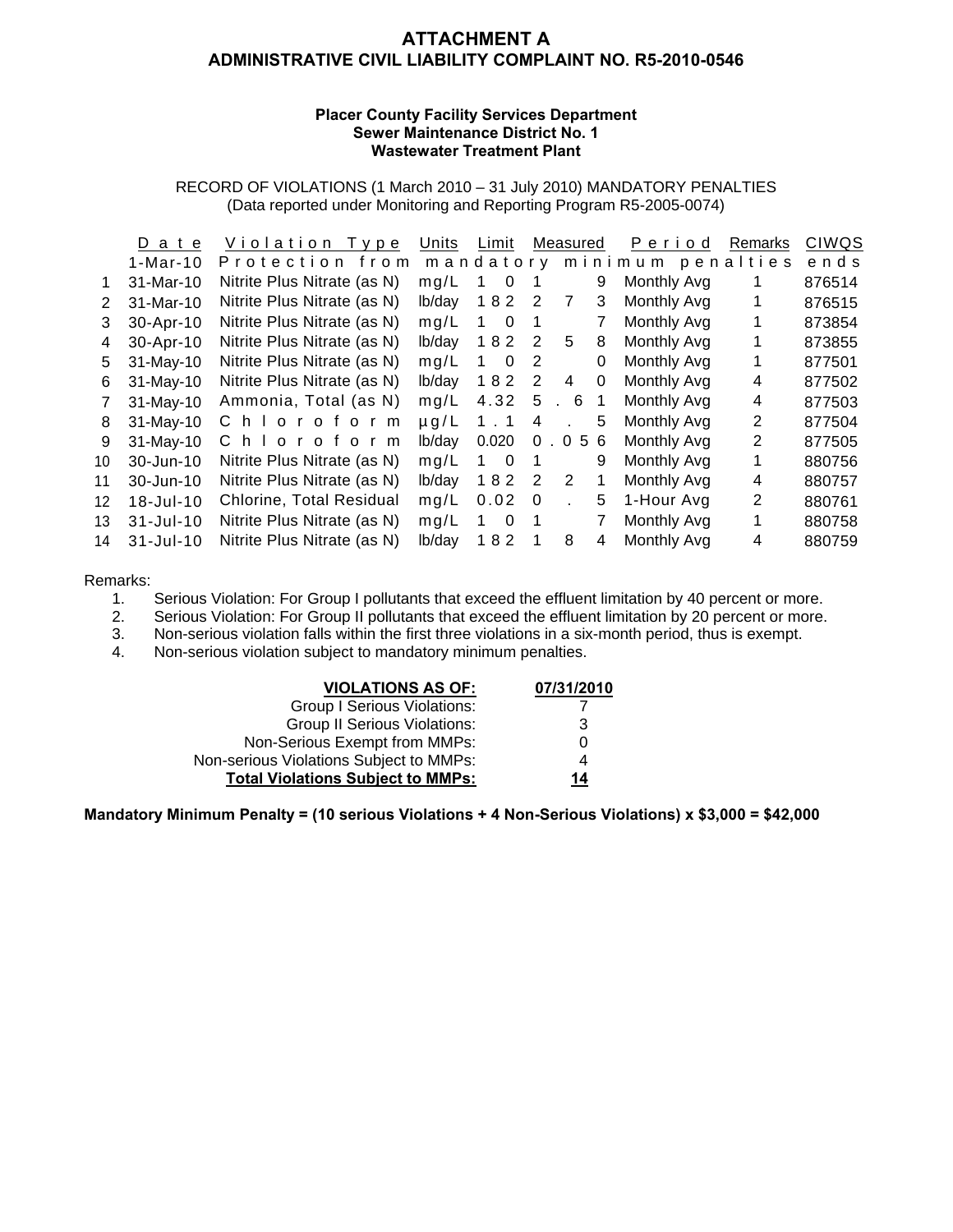# ATTACHMENT A
## ADMINISTRATIVE CIVIL LIABILITY COMPLAINT NO. R5-2010-0546

**Placer County Facility Services Department**
**Sewer Maintenance District No. 1**
**Wastewater Treatment Plant**

RECORD OF VIOLATIONS (1 March 2010 – 31 July 2010) MANDATORY PENALTIES
(Data reported under Monitoring and Reporting Program R5-2005-0074)

| | Date | Violation Type | Units | Limit | Measured | Period | Remarks | CIWQS |
|---|---|---|---|---|---|---|---|---|
| | 1-Mar-10 | Protection from mandatory minimum penalties ends | | | | | | |
| 1 | 31-Mar-10 | Nitrite Plus Nitrate (as N) | mg/L | 10 | 19 | Monthly Avg | 1 | 876514 |
| 2 | 31-Mar-10 | Nitrite Plus Nitrate (as N) | lb/day | 182 | 273 | Monthly Avg | 1 | 876515 |
| 3 | 30-Apr-10 | Nitrite Plus Nitrate (as N) | mg/L | 10 | 17 | Monthly Avg | 1 | 873854 |
| 4 | 30-Apr-10 | Nitrite Plus Nitrate (as N) | lb/day | 182 | 258 | Monthly Avg | 1 | 873855 |
| 5 | 31-May-10 | Nitrite Plus Nitrate (as N) | mg/L | 10 | 20 | Monthly Avg | 1 | 877501 |
| 6 | 31-May-10 | Nitrite Plus Nitrate (as N) | lb/day | 182 | 240 | Monthly Avg | 4 | 877502 |
| 7 | 31-May-10 | Ammonia, Total (as N) | mg/L | 4.32 | 5.61 | Monthly Avg | 4 | 877503 |
| 8 | 31-May-10 | Chloroform | µg/L | 1.1 | 4.5 | Monthly Avg | 2 | 877504 |
| 9 | 31-May-10 | Chloroform | lb/day | 0.020 | 0.056 | Monthly Avg | 2 | 877505 |
| 10 | 30-Jun-10 | Nitrite Plus Nitrate (as N) | mg/L | 10 | 19 | Monthly Avg | 1 | 880756 |
| 11 | 30-Jun-10 | Nitrite Plus Nitrate (as N) | lb/day | 182 | 221 | Monthly Avg | 4 | 880757 |
| 12 | 18-Jul-10 | Chlorine, Total Residual | mg/L | 0.02 | 0.5 | 1-Hour Avg | 2 | 880761 |
| 13 | 31-Jul-10 | Nitrite Plus Nitrate (as N) | mg/L | 10 | 17 | Monthly Avg | 1 | 880758 |
| 14 | 31-Jul-10 | Nitrite Plus Nitrate (as N) | lb/day | 182 | 184 | Monthly Avg | 4 | 880759 |

Remarks:

1. Serious Violation: For Group I pollutants that exceed the effluent limitation by 40 percent or more.
2. Serious Violation: For Group II pollutants that exceed the effluent limitation by 20 percent or more.
3. Non-serious violation falls within the first three violations in a six-month period, thus is exempt.
4. Non-serious violation subject to mandatory minimum penalties.

| **VIOLATIONS AS OF:** | **07/31/2010** |
|---|---|
| Group I Serious Violations: | 7 |
| Group II Serious Violations: | 3 |
| Non-Serious Exempt from MMPs: | 0 |
| Non-serious Violations Subject to MMPs: | 4 |
| **Total Violations Subject to MMPs:** | **14** |

**Mandatory Minimum Penalty = (10 serious Violations + 4 Non-Serious Violations) x $3,000 = $42,000**